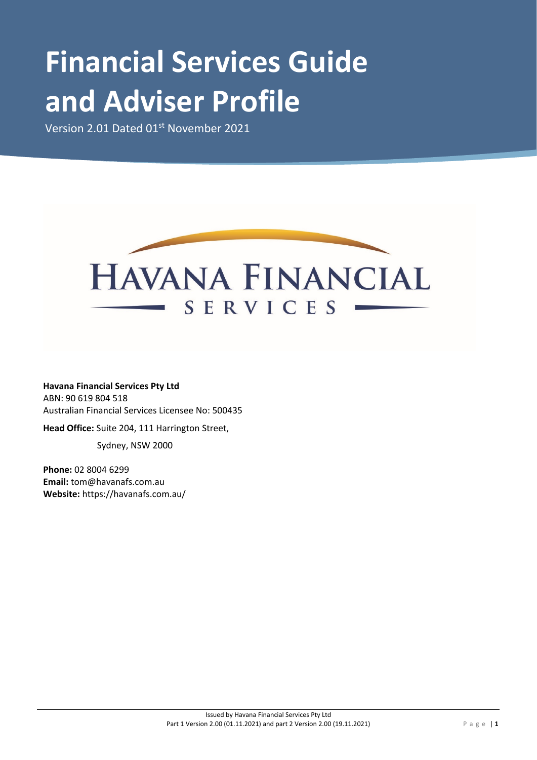# Financial Services Guide and Adviser Profile

Version 2.01 Dated 01st November 2021

HAVANA FINANCIAL SERVICES

**Havana Financial Services Pty Ltd**
ABN: 90 619 804 518
Australian Financial Services Licensee No: 500435

**Head Office:** Suite 204, 111 Harrington Street,
Sydney, NSW 2000

**Phone:** 02 8004 6299
**Email:** tom@havanafs.com.au
**Website:** https://havanafs.com.au/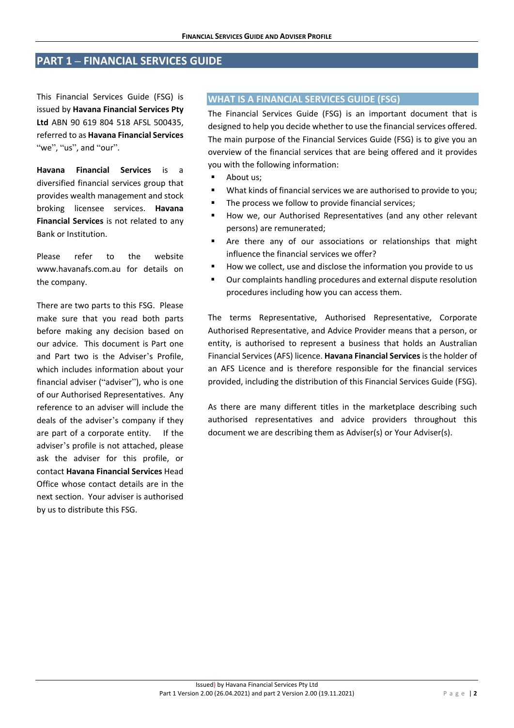## PART 1 – FINANCIAL SERVICES GUIDE

This Financial Services Guide (FSG) is issued by **Havana Financial Services Pty Ltd** ABN 90 619 804 518 AFSL 500435, referred to as **Havana Financial Services** "we", "us", and "our".

**Havana Financial Services** is a diversified financial services group that provides wealth management and stock broking licensee services. **Havana Financial Services** is not related to any Bank or Institution.

Please refer to the website www.havanafs.com.au for details on the company.

There are two parts to this FSG. Please make sure that you read both parts before making any decision based on our advice. This document is Part one and Part two is the Adviser's Profile, which includes information about your financial adviser ("adviser"), who is one of our Authorised Representatives. Any reference to an adviser will include the deals of the adviser's company if they are part of a corporate entity. If the adviser's profile is not attached, please ask the adviser for this profile, or contact **Havana Financial Services** Head Office whose contact details are in the next section. Your adviser is authorised by us to distribute this FSG.

### WHAT IS A FINANCIAL SERVICES GUIDE (FSG)

The Financial Services Guide (FSG) is an important document that is designed to help you decide whether to use the financial services offered. The main purpose of the Financial Services Guide (FSG) is to give you an overview of the financial services that are being offered and it provides you with the following information:

- About us;
- What kinds of financial services we are authorised to provide to you;
- The process we follow to provide financial services;
- How we, our Authorised Representatives (and any other relevant persons) are remunerated;
- Are there any of our associations or relationships that might influence the financial services we offer?
- How we collect, use and disclose the information you provide to us
- Our complaints handling procedures and external dispute resolution procedures including how you can access them.

The terms Representative, Authorised Representative, Corporate Authorised Representative, and Advice Provider means that a person, or entity, is authorised to represent a business that holds an Australian Financial Services (AFS) licence. **Havana Financial Services** is the holder of an AFS Licence and is therefore responsible for the financial services provided, including the distribution of this Financial Services Guide (FSG).

As there are many different titles in the marketplace describing such authorised representatives and advice providers throughout this document we are describing them as Adviser(s) or Your Adviser(s).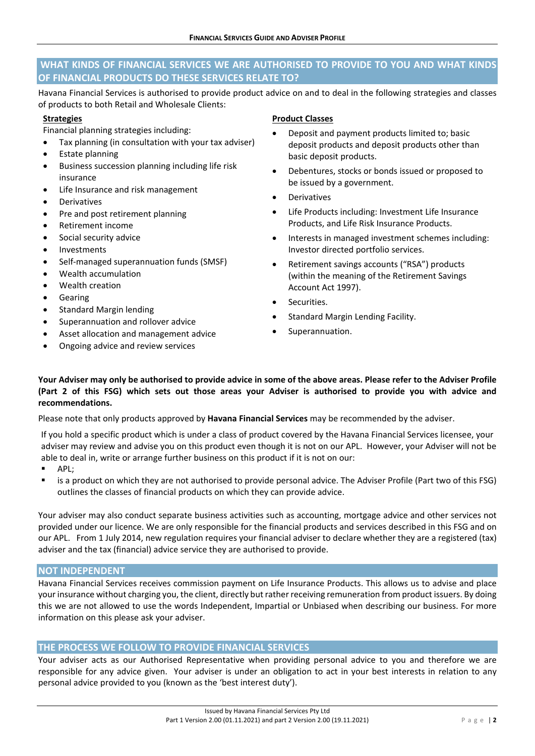## WHAT KINDS OF FINANCIAL SERVICES WE ARE AUTHORISED TO PROVIDE TO YOU AND WHAT KINDS OF FINANCIAL PRODUCTS DO THESE SERVICES RELATE TO?

Havana Financial Services is authorised to provide product advice on and to deal in the following strategies and classes of products to both Retail and Wholesale Clients:

**Strategies**

Financial planning strategies including:

- Tax planning (in consultation with your tax adviser)
- Estate planning
- Business succession planning including life risk insurance
- Life Insurance and risk management
- Derivatives
- Pre and post retirement planning
- Retirement income
- Social security advice
- Investments
- Self-managed superannuation funds (SMSF)
- Wealth accumulation
- Wealth creation
- Gearing
- Standard Margin lending
- Superannuation and rollover advice
- Asset allocation and management advice
- Ongoing advice and review services

**Product Classes**

- Deposit and payment products limited to; basic deposit products and deposit products other than basic deposit products.
- Debentures, stocks or bonds issued or proposed to be issued by a government.
- Derivatives
- Life Products including: Investment Life Insurance Products, and Life Risk Insurance Products.
- Interests in managed investment schemes including: Investor directed portfolio services.
- Retirement savings accounts ("RSA") products (within the meaning of the Retirement Savings Account Act 1997).
- Securities.
- Standard Margin Lending Facility.
- Superannuation.

**Your Adviser may only be authorised to provide advice in some of the above areas. Please refer to the Adviser Profile (Part 2 of this FSG) which sets out those areas your Adviser is authorised to provide you with advice and recommendations.**

Please note that only products approved by **Havana Financial Services** may be recommended by the adviser.

If you hold a specific product which is under a class of product covered by the Havana Financial Services licensee, your adviser may review and advise you on this product even though it is not on our APL. However, your Adviser will not be able to deal in, write or arrange further business on this product if it is not on our:

- APL;
- is a product on which they are not authorised to provide personal advice. The Adviser Profile (Part two of this FSG) outlines the classes of financial products on which they can provide advice.

Your adviser may also conduct separate business activities such as accounting, mortgage advice and other services not provided under our licence. We are only responsible for the financial products and services described in this FSG and on our APL. From 1 July 2014, new regulation requires your financial adviser to declare whether they are a registered (tax) adviser and the tax (financial) advice service they are authorised to provide.

## NOT INDEPENDENT

Havana Financial Services receives commission payment on Life Insurance Products. This allows us to advise and place your insurance without charging you, the client, directly but rather receiving remuneration from product issuers. By doing this we are not allowed to use the words Independent, Impartial or Unbiased when describing our business. For more information on this please ask your adviser.

## THE PROCESS WE FOLLOW TO PROVIDE FINANCIAL SERVICES

Your adviser acts as our Authorised Representative when providing personal advice to you and therefore we are responsible for any advice given. Your adviser is under an obligation to act in your best interests in relation to any personal advice provided to you (known as the 'best interest duty').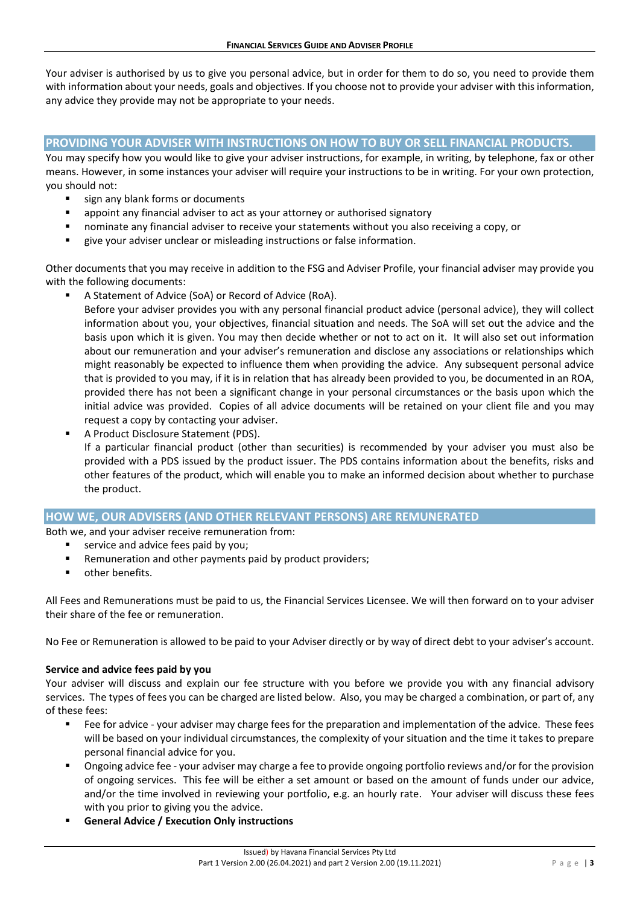Your adviser is authorised by us to give you personal advice, but in order for them to do so, you need to provide them with information about your needs, goals and objectives. If you choose not to provide your adviser with this information, any advice they provide may not be appropriate to your needs.

## PROVIDING YOUR ADVISER WITH INSTRUCTIONS ON HOW TO BUY OR SELL FINANCIAL PRODUCTS.

You may specify how you would like to give your adviser instructions, for example, in writing, by telephone, fax or other means. However, in some instances your adviser will require your instructions to be in writing. For your own protection, you should not:

- sign any blank forms or documents
- appoint any financial adviser to act as your attorney or authorised signatory
- nominate any financial adviser to receive your statements without you also receiving a copy, or
- give your adviser unclear or misleading instructions or false information.

Other documents that you may receive in addition to the FSG and Adviser Profile, your financial adviser may provide you with the following documents:

- A Statement of Advice (SoA) or Record of Advice (RoA).
  Before your adviser provides you with any personal financial product advice (personal advice), they will collect information about you, your objectives, financial situation and needs. The SoA will set out the advice and the basis upon which it is given. You may then decide whether or not to act on it. It will also set out information about our remuneration and your adviser's remuneration and disclose any associations or relationships which might reasonably be expected to influence them when providing the advice. Any subsequent personal advice that is provided to you may, if it is in relation that has already been provided to you, be documented in an ROA, provided there has not been a significant change in your personal circumstances or the basis upon which the initial advice was provided. Copies of all advice documents will be retained on your client file and you may request a copy by contacting your adviser.
- A Product Disclosure Statement (PDS).
  If a particular financial product (other than securities) is recommended by your adviser you must also be provided with a PDS issued by the product issuer. The PDS contains information about the benefits, risks and other features of the product, which will enable you to make an informed decision about whether to purchase the product.

## HOW WE, OUR ADVISERS (AND OTHER RELEVANT PERSONS) ARE REMUNERATED

Both we, and your adviser receive remuneration from:

- service and advice fees paid by you;
- Remuneration and other payments paid by product providers;
- other benefits.

All Fees and Remunerations must be paid to us, the Financial Services Licensee. We will then forward on to your adviser their share of the fee or remuneration.

No Fee or Remuneration is allowed to be paid to your Adviser directly or by way of direct debt to your adviser's account.

**Service and advice fees paid by you**

Your adviser will discuss and explain our fee structure with you before we provide you with any financial advisory services. The types of fees you can be charged are listed below. Also, you may be charged a combination, or part of, any of these fees:

- Fee for advice - your adviser may charge fees for the preparation and implementation of the advice. These fees will be based on your individual circumstances, the complexity of your situation and the time it takes to prepare personal financial advice for you.
- Ongoing advice fee - your adviser may charge a fee to provide ongoing portfolio reviews and/or for the provision of ongoing services. This fee will be either a set amount or based on the amount of funds under our advice, and/or the time involved in reviewing your portfolio, e.g. an hourly rate. Your adviser will discuss these fees with you prior to giving you the advice.
- **General Advice / Execution Only instructions**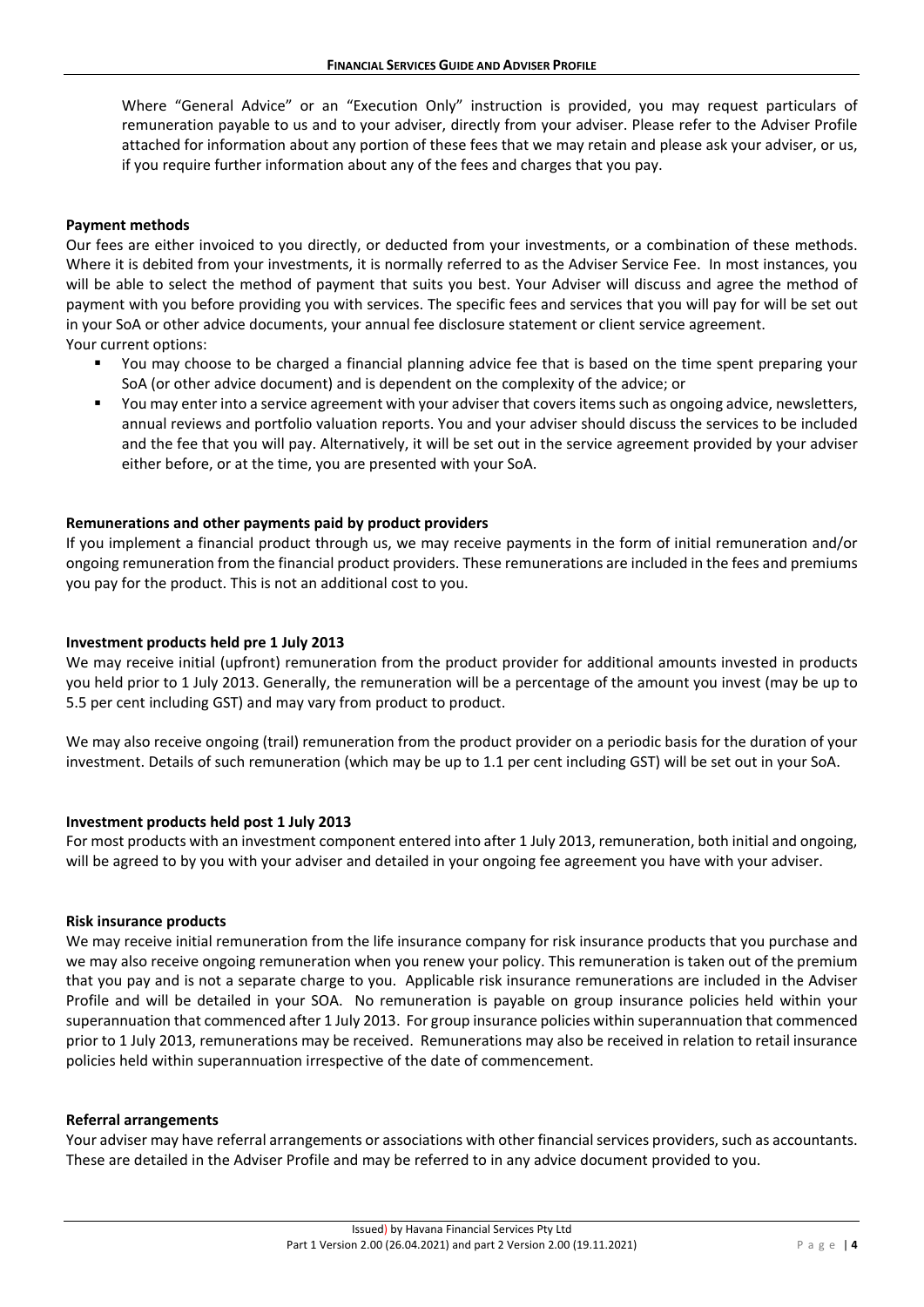Where "General Advice" or an "Execution Only" instruction is provided, you may request particulars of remuneration payable to us and to your adviser, directly from your adviser. Please refer to the Adviser Profile attached for information about any portion of these fees that we may retain and please ask your adviser, or us, if you require further information about any of the fees and charges that you pay.

**Payment methods**

Our fees are either invoiced to you directly, or deducted from your investments, or a combination of these methods. Where it is debited from your investments, it is normally referred to as the Adviser Service Fee. In most instances, you will be able to select the method of payment that suits you best. Your Adviser will discuss and agree the method of payment with you before providing you with services. The specific fees and services that you will pay for will be set out in your SoA or other advice documents, your annual fee disclosure statement or client service agreement.
Your current options:

- You may choose to be charged a financial planning advice fee that is based on the time spent preparing your SoA (or other advice document) and is dependent on the complexity of the advice; or
- You may enter into a service agreement with your adviser that covers items such as ongoing advice, newsletters, annual reviews and portfolio valuation reports. You and your adviser should discuss the services to be included and the fee that you will pay. Alternatively, it will be set out in the service agreement provided by your adviser either before, or at the time, you are presented with your SoA.

**Remunerations and other payments paid by product providers**

If you implement a financial product through us, we may receive payments in the form of initial remuneration and/or ongoing remuneration from the financial product providers. These remunerations are included in the fees and premiums you pay for the product. This is not an additional cost to you.

**Investment products held pre 1 July 2013**

We may receive initial (upfront) remuneration from the product provider for additional amounts invested in products you held prior to 1 July 2013. Generally, the remuneration will be a percentage of the amount you invest (may be up to 5.5 per cent including GST) and may vary from product to product.

We may also receive ongoing (trail) remuneration from the product provider on a periodic basis for the duration of your investment. Details of such remuneration (which may be up to 1.1 per cent including GST) will be set out in your SoA.

**Investment products held post 1 July 2013**

For most products with an investment component entered into after 1 July 2013, remuneration, both initial and ongoing, will be agreed to by you with your adviser and detailed in your ongoing fee agreement you have with your adviser.

**Risk insurance products**

We may receive initial remuneration from the life insurance company for risk insurance products that you purchase and we may also receive ongoing remuneration when you renew your policy. This remuneration is taken out of the premium that you pay and is not a separate charge to you. Applicable risk insurance remunerations are included in the Adviser Profile and will be detailed in your SOA. No remuneration is payable on group insurance policies held within your superannuation that commenced after 1 July 2013. For group insurance policies within superannuation that commenced prior to 1 July 2013, remunerations may be received. Remunerations may also be received in relation to retail insurance policies held within superannuation irrespective of the date of commencement.

**Referral arrangements**

Your adviser may have referral arrangements or associations with other financial services providers, such as accountants. These are detailed in the Adviser Profile and may be referred to in any advice document provided to you.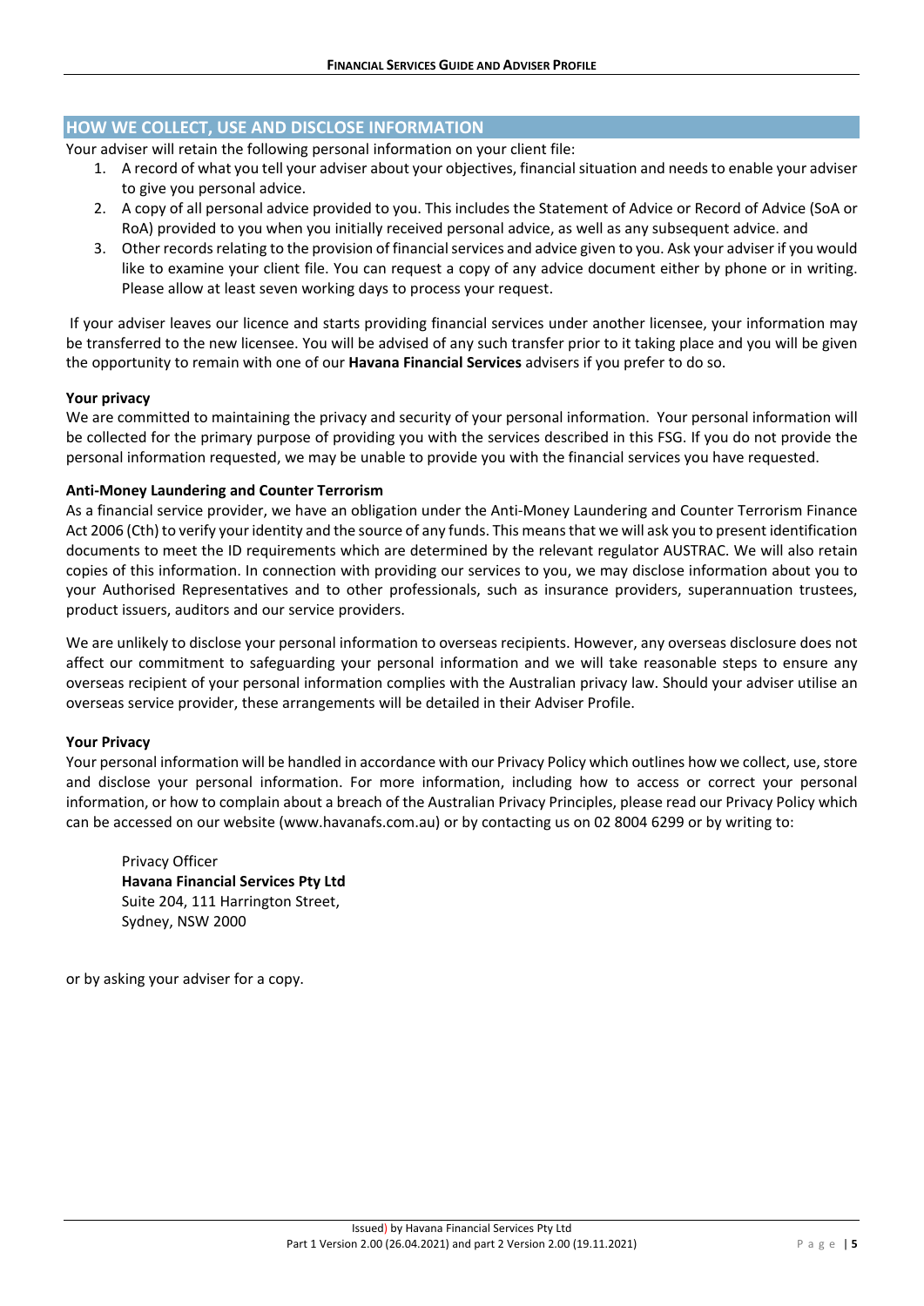## HOW WE COLLECT, USE AND DISCLOSE INFORMATION

Your adviser will retain the following personal information on your client file:

1. A record of what you tell your adviser about your objectives, financial situation and needs to enable your adviser to give you personal advice.
2. A copy of all personal advice provided to you. This includes the Statement of Advice or Record of Advice (SoA or RoA) provided to you when you initially received personal advice, as well as any subsequent advice. and
3. Other records relating to the provision of financial services and advice given to you. Ask your adviser if you would like to examine your client file. You can request a copy of any advice document either by phone or in writing. Please allow at least seven working days to process your request.

If your adviser leaves our licence and starts providing financial services under another licensee, your information may be transferred to the new licensee. You will be advised of any such transfer prior to it taking place and you will be given the opportunity to remain with one of our **Havana Financial Services** advisers if you prefer to do so.

**Your privacy**

We are committed to maintaining the privacy and security of your personal information. Your personal information will be collected for the primary purpose of providing you with the services described in this FSG. If you do not provide the personal information requested, we may be unable to provide you with the financial services you have requested.

**Anti-Money Laundering and Counter Terrorism**

As a financial service provider, we have an obligation under the Anti-Money Laundering and Counter Terrorism Finance Act 2006 (Cth) to verify your identity and the source of any funds. This means that we will ask you to present identification documents to meet the ID requirements which are determined by the relevant regulator AUSTRAC. We will also retain copies of this information. In connection with providing our services to you, we may disclose information about you to your Authorised Representatives and to other professionals, such as insurance providers, superannuation trustees, product issuers, auditors and our service providers.

We are unlikely to disclose your personal information to overseas recipients. However, any overseas disclosure does not affect our commitment to safeguarding your personal information and we will take reasonable steps to ensure any overseas recipient of your personal information complies with the Australian privacy law. Should your adviser utilise an overseas service provider, these arrangements will be detailed in their Adviser Profile.

**Your Privacy**

Your personal information will be handled in accordance with our Privacy Policy which outlines how we collect, use, store and disclose your personal information. For more information, including how to access or correct your personal information, or how to complain about a breach of the Australian Privacy Principles, please read our Privacy Policy which can be accessed on our website (www.havanafs.com.au) or by contacting us on 02 8004 6299 or by writing to:

Privacy Officer
**Havana Financial Services Pty Ltd**
Suite 204, 111 Harrington Street,
Sydney, NSW 2000

or by asking your adviser for a copy.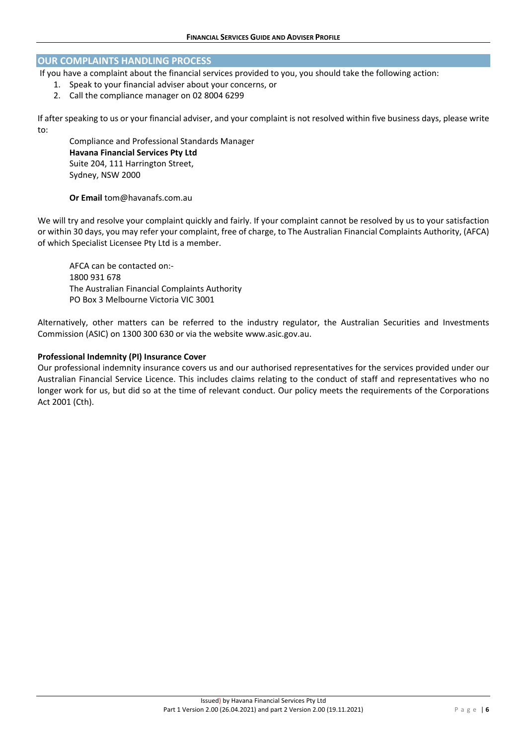## OUR COMPLAINTS HANDLING PROCESS

If you have a complaint about the financial services provided to you, you should take the following action:

1. Speak to your financial adviser about your concerns, or
2. Call the compliance manager on 02 8004 6299

If after speaking to us or your financial adviser, and your complaint is not resolved within five business days, please write to:

Compliance and Professional Standards Manager
**Havana Financial Services Pty Ltd**
Suite 204, 111 Harrington Street,
Sydney, NSW 2000

**Or Email** tom@havanafs.com.au

We will try and resolve your complaint quickly and fairly. If your complaint cannot be resolved by us to your satisfaction or within 30 days, you may refer your complaint, free of charge, to The Australian Financial Complaints Authority, (AFCA) of which Specialist Licensee Pty Ltd is a member.

AFCA can be contacted on:-
1800 931 678
The Australian Financial Complaints Authority
PO Box 3 Melbourne Victoria VIC 3001

Alternatively, other matters can be referred to the industry regulator, the Australian Securities and Investments Commission (ASIC) on 1300 300 630 or via the website www.asic.gov.au.

**Professional Indemnity (PI) Insurance Cover**

Our professional indemnity insurance covers us and our authorised representatives for the services provided under our Australian Financial Service Licence. This includes claims relating to the conduct of staff and representatives who no longer work for us, but did so at the time of relevant conduct. Our policy meets the requirements of the Corporations Act 2001 (Cth).